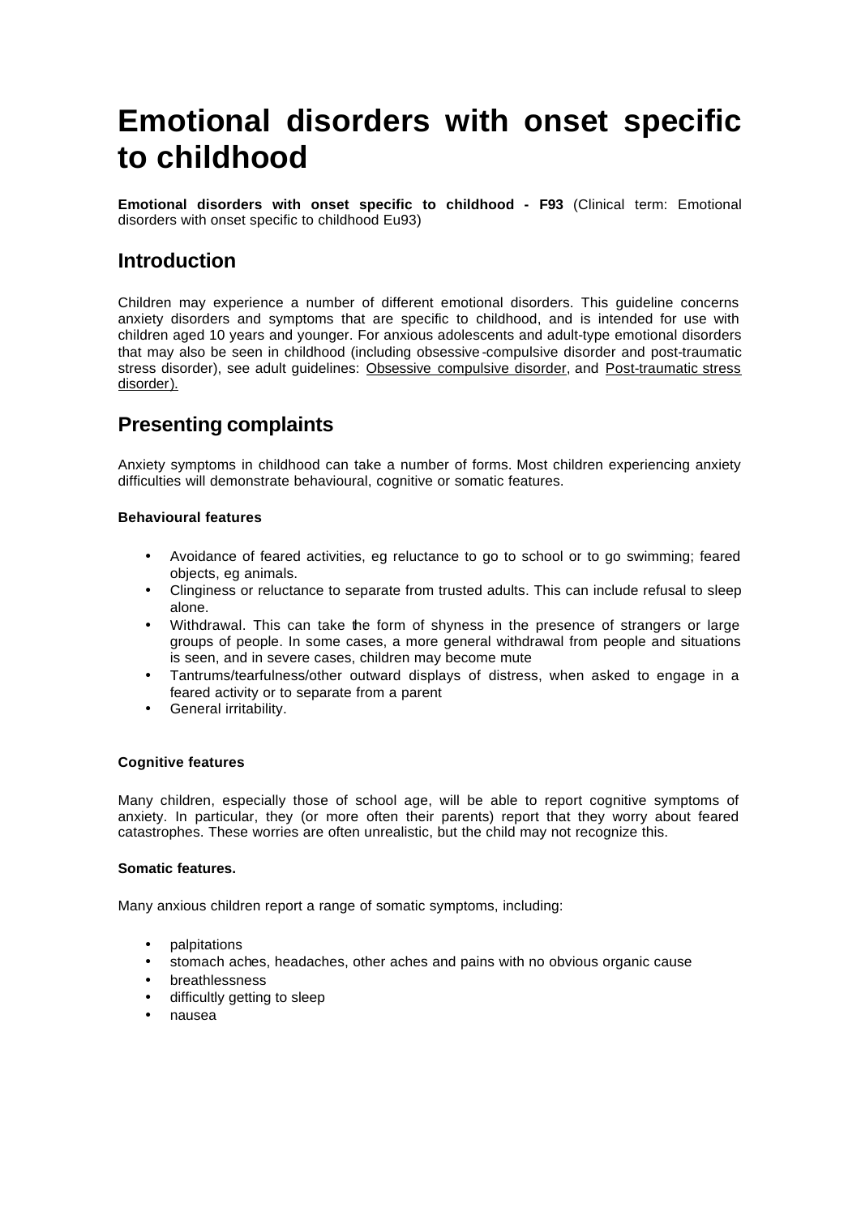# Emotional disorders with onset specific to childhood

**Emotional disorders with onset specific to childhood - F93** (Clinical term: Emotional disorders with onset specific to childhood Eu93)

## Introduction

Children may experience a number of different emotional disorders. This guideline concerns anxiety disorders and symptoms that are specific to childhood, and is intended for use with children aged 10 years and younger. For anxious adolescents and adult-type emotional disorders that may also be seen in childhood (including obsessive-compulsive disorder and post-traumatic stress disorder), see adult guidelines: Obsessive compulsive disorder, and Post-traumatic stress disorder).

## Presenting complaints

Anxiety symptoms in childhood can take a number of forms. Most children experiencing anxiety difficulties will demonstrate behavioural, cognitive or somatic features.

**Behavioural features**

- Avoidance of feared activities, eg reluctance to go to school or to go swimming; feared objects, eg animals.
- Clinginess or reluctance to separate from trusted adults. This can include refusal to sleep alone.
- Withdrawal. This can take the form of shyness in the presence of strangers or large groups of people. In some cases, a more general withdrawal from people and situations is seen, and in severe cases, children may become mute
- Tantrums/tearfulness/other outward displays of distress, when asked to engage in a feared activity or to separate from a parent
- General irritability.

**Cognitive features**

Many children, especially those of school age, will be able to report cognitive symptoms of anxiety. In particular, they (or more often their parents) report that they worry about feared catastrophes. These worries are often unrealistic, but the child may not recognize this.

**Somatic features.**

Many anxious children report a range of somatic symptoms, including:

- palpitations
- stomach aches, headaches, other aches and pains with no obvious organic cause
- breathlessness
- difficultly getting to sleep
- nausea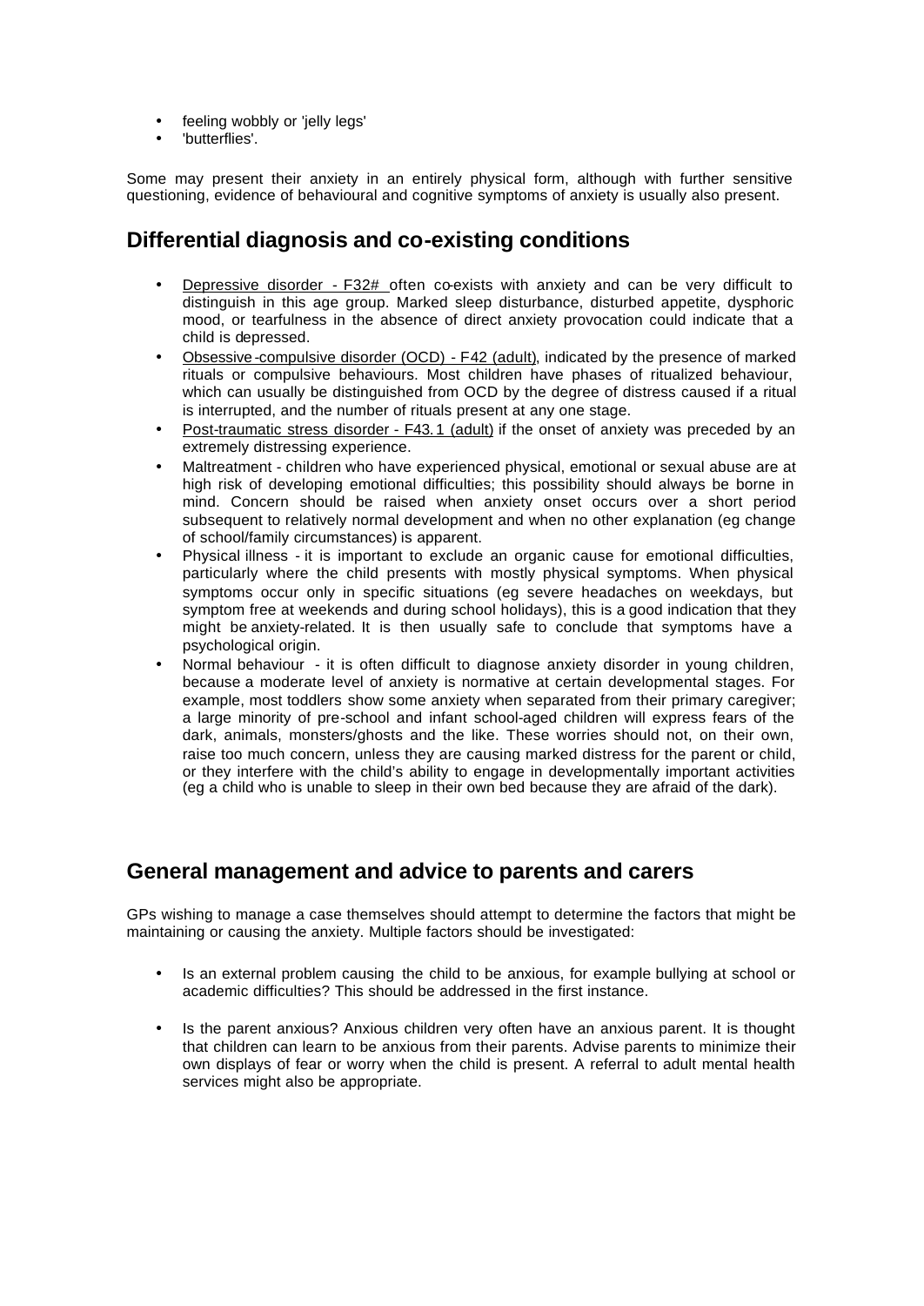- feeling wobbly or 'jelly legs'
- 'butterflies'.

Some may present their anxiety in an entirely physical form, although with further sensitive questioning, evidence of behavioural and cognitive symptoms of anxiety is usually also present.

## Differential diagnosis and co-existing conditions

- Depressive disorder - F32# often co-exists with anxiety and can be very difficult to distinguish in this age group. Marked sleep disturbance, disturbed appetite, dysphoric mood, or tearfulness in the absence of direct anxiety provocation could indicate that a child is depressed.
- Obsessive-compulsive disorder (OCD) - F42 (adult), indicated by the presence of marked rituals or compulsive behaviours. Most children have phases of ritualized behaviour, which can usually be distinguished from OCD by the degree of distress caused if a ritual is interrupted, and the number of rituals present at any one stage.
- Post-traumatic stress disorder - F43.1 (adult) if the onset of anxiety was preceded by an extremely distressing experience.
- Maltreatment - children who have experienced physical, emotional or sexual abuse are at high risk of developing emotional difficulties; this possibility should always be borne in mind. Concern should be raised when anxiety onset occurs over a short period subsequent to relatively normal development and when no other explanation (eg change of school/family circumstances) is apparent.
- Physical illness - it is important to exclude an organic cause for emotional difficulties, particularly where the child presents with mostly physical symptoms. When physical symptoms occur only in specific situations (eg severe headaches on weekdays, but symptom free at weekends and during school holidays), this is a good indication that they might be anxiety-related. It is then usually safe to conclude that symptoms have a psychological origin.
- Normal behaviour - it is often difficult to diagnose anxiety disorder in young children, because a moderate level of anxiety is normative at certain developmental stages. For example, most toddlers show some anxiety when separated from their primary caregiver; a large minority of pre-school and infant school-aged children will express fears of the dark, animals, monsters/ghosts and the like. These worries should not, on their own, raise too much concern, unless they are causing marked distress for the parent or child, or they interfere with the child's ability to engage in developmentally important activities (eg a child who is unable to sleep in their own bed because they are afraid of the dark).

## General management and advice to parents and carers

GPs wishing to manage a case themselves should attempt to determine the factors that might be maintaining or causing the anxiety. Multiple factors should be investigated:

- Is an external problem causing the child to be anxious, for example bullying at school or academic difficulties? This should be addressed in the first instance.

- Is the parent anxious? Anxious children very often have an anxious parent. It is thought that children can learn to be anxious from their parents. Advise parents to minimize their own displays of fear or worry when the child is present. A referral to adult mental health services might also be appropriate.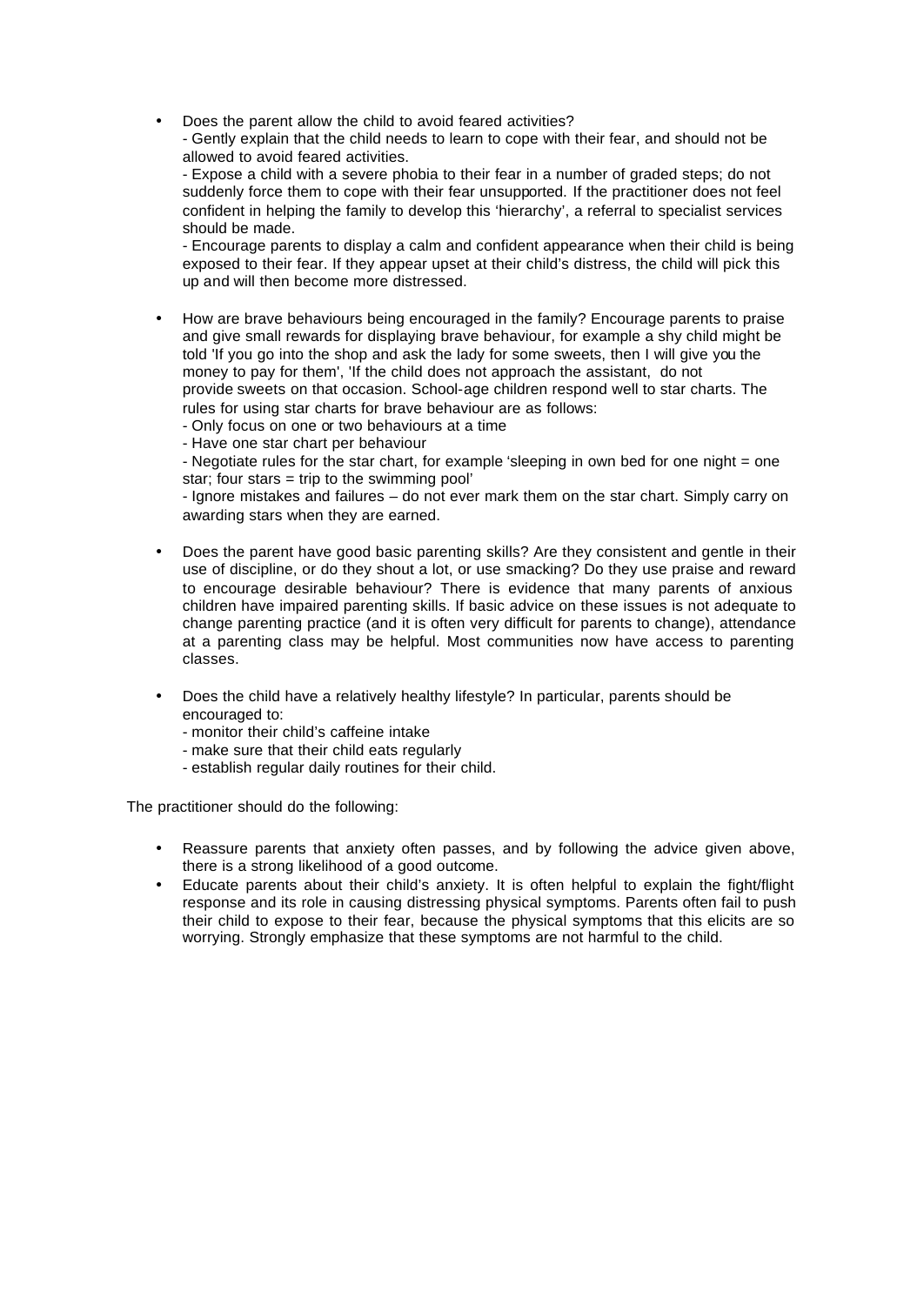- Does the parent allow the child to avoid feared activities?
  - Gently explain that the child needs to learn to cope with their fear, and should not be allowed to avoid feared activities.
  - Expose a child with a severe phobia to their fear in a number of graded steps; do not suddenly force them to cope with their fear unsupported. If the practitioner does not feel confident in helping the family to develop this 'hierarchy', a referral to specialist services should be made.
  - Encourage parents to display a calm and confident appearance when their child is being exposed to their fear. If they appear upset at their child's distress, the child will pick this up and will then become more distressed.

- How are brave behaviours being encouraged in the family? Encourage parents to praise and give small rewards for displaying brave behaviour, for example a shy child might be told 'If you go into the shop and ask the lady for some sweets, then I will give you the money to pay for them', 'If the child does not approach the assistant, do not provide sweets on that occasion. School-age children respond well to star charts. The rules for using star charts for brave behaviour are as follows:
  - Only focus on one or two behaviours at a time
  - Have one star chart per behaviour
  - Negotiate rules for the star chart, for example 'sleeping in own bed for one night = one star; four stars = trip to the swimming pool'
  - Ignore mistakes and failures – do not ever mark them on the star chart. Simply carry on awarding stars when they are earned.

- Does the parent have good basic parenting skills? Are they consistent and gentle in their use of discipline, or do they shout a lot, or use smacking? Do they use praise and reward to encourage desirable behaviour? There is evidence that many parents of anxious children have impaired parenting skills. If basic advice on these issues is not adequate to change parenting practice (and it is often very difficult for parents to change), attendance at a parenting class may be helpful. Most communities now have access to parenting classes.

- Does the child have a relatively healthy lifestyle? In particular, parents should be encouraged to:
  - monitor their child's caffeine intake
  - make sure that their child eats regularly
  - establish regular daily routines for their child.

The practitioner should do the following:

- Reassure parents that anxiety often passes, and by following the advice given above, there is a strong likelihood of a good outcome.
- Educate parents about their child's anxiety. It is often helpful to explain the fight/flight response and its role in causing distressing physical symptoms. Parents often fail to push their child to expose to their fear, because the physical symptoms that this elicits are so worrying. Strongly emphasize that these symptoms are not harmful to the child.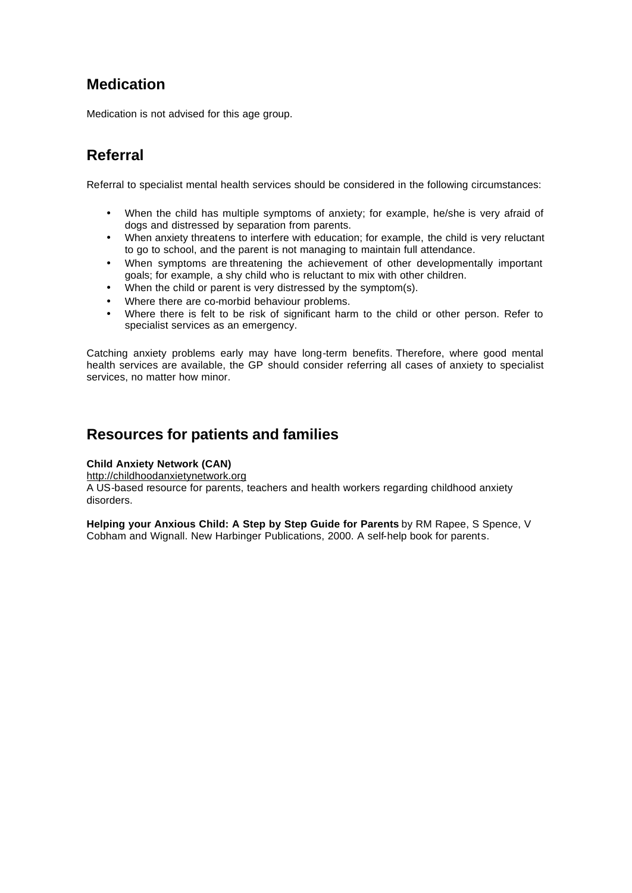## Medication

Medication is not advised for this age group.

## Referral

Referral to specialist mental health services should be considered in the following circumstances:

- When the child has multiple symptoms of anxiety; for example, he/she is very afraid of dogs and distressed by separation from parents.
- When anxiety threatens to interfere with education; for example, the child is very reluctant to go to school, and the parent is not managing to maintain full attendance.
- When symptoms are threatening the achievement of other developmentally important goals; for example, a shy child who is reluctant to mix with other children.
- When the child or parent is very distressed by the symptom(s).
- Where there are co-morbid behaviour problems.
- Where there is felt to be risk of significant harm to the child or other person. Refer to specialist services as an emergency.

Catching anxiety problems early may have long-term benefits. Therefore, where good mental health services are available, the GP should consider referring all cases of anxiety to specialist services, no matter how minor.

## Resources for patients and families

**Child Anxiety Network (CAN)**
http://childhoodanxietynetwork.org
A US-based resource for parents, teachers and health workers regarding childhood anxiety disorders.

**Helping your Anxious Child: A Step by Step Guide for Parents** by RM Rapee, S Spence, V Cobham and Wignall. New Harbinger Publications, 2000. A self-help book for parents.